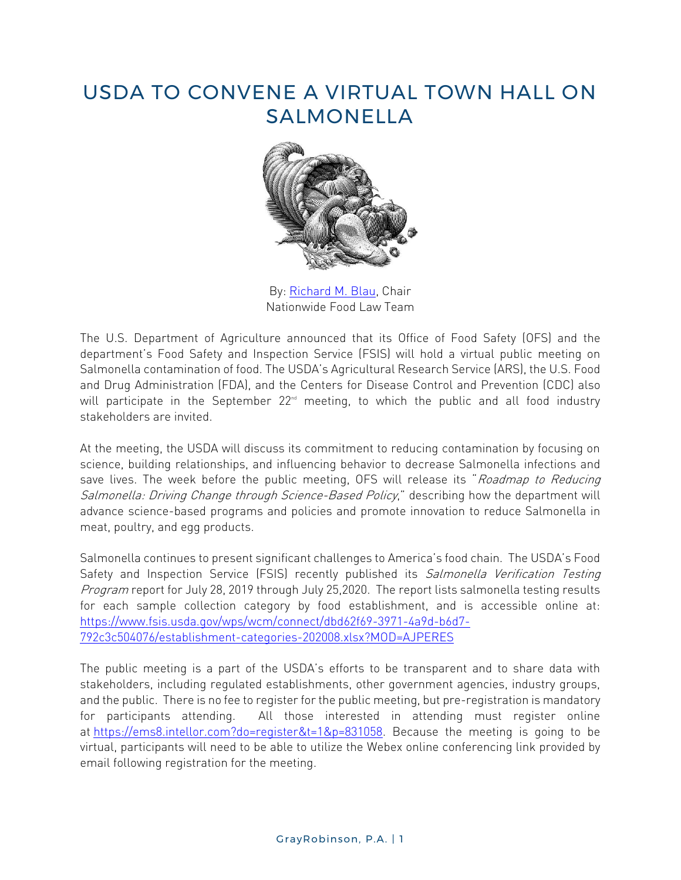# USDA TO CONVENE A VIRTUAL TOWN HALL ON SALMONELLA

By: [Richard M. Blau](), Chair
Nationwide Food Law Team

The U.S. Department of Agriculture announced that its Office of Food Safety (OFS) and the department's Food Safety and Inspection Service (FSIS) will hold a virtual public meeting on Salmonella contamination of food. The USDA's Agricultural Research Service (ARS), the U.S. Food and Drug Administration (FDA), and the Centers for Disease Control and Prevention (CDC) also will participate in the September 22nd meeting, to which the public and all food industry stakeholders are invited.

At the meeting, the USDA will discuss its commitment to reducing contamination by focusing on science, building relationships, and influencing behavior to decrease Salmonella infections and save lives. The week before the public meeting, OFS will release its "*Roadmap to Reducing Salmonella: Driving Change through Science-Based Policy*," describing how the department will advance science-based programs and policies and promote innovation to reduce Salmonella in meat, poultry, and egg products.

Salmonella continues to present significant challenges to America's food chain. The USDA's Food Safety and Inspection Service (FSIS) recently published its *Salmonella Verification Testing Program* report for July 28, 2019 through July 25,2020. The report lists salmonella testing results for each sample collection category by food establishment, and is accessible online at: https://www.fsis.usda.gov/wps/wcm/connect/dbd62f69-3971-4a9d-b6d7-792c3c504076/establishment-categories-202008.xlsx?MOD=AJPERES

The public meeting is a part of the USDA's efforts to be transparent and to share data with stakeholders, including regulated establishments, other government agencies, industry groups, and the public. There is no fee to register for the public meeting, but pre-registration is mandatory for participants attending. All those interested in attending must register online at https://ems8.intellor.com?do=register&t=1&p=831058. Because the meeting is going to be virtual, participants will need to be able to utilize the Webex online conferencing link provided by email following registration for the meeting.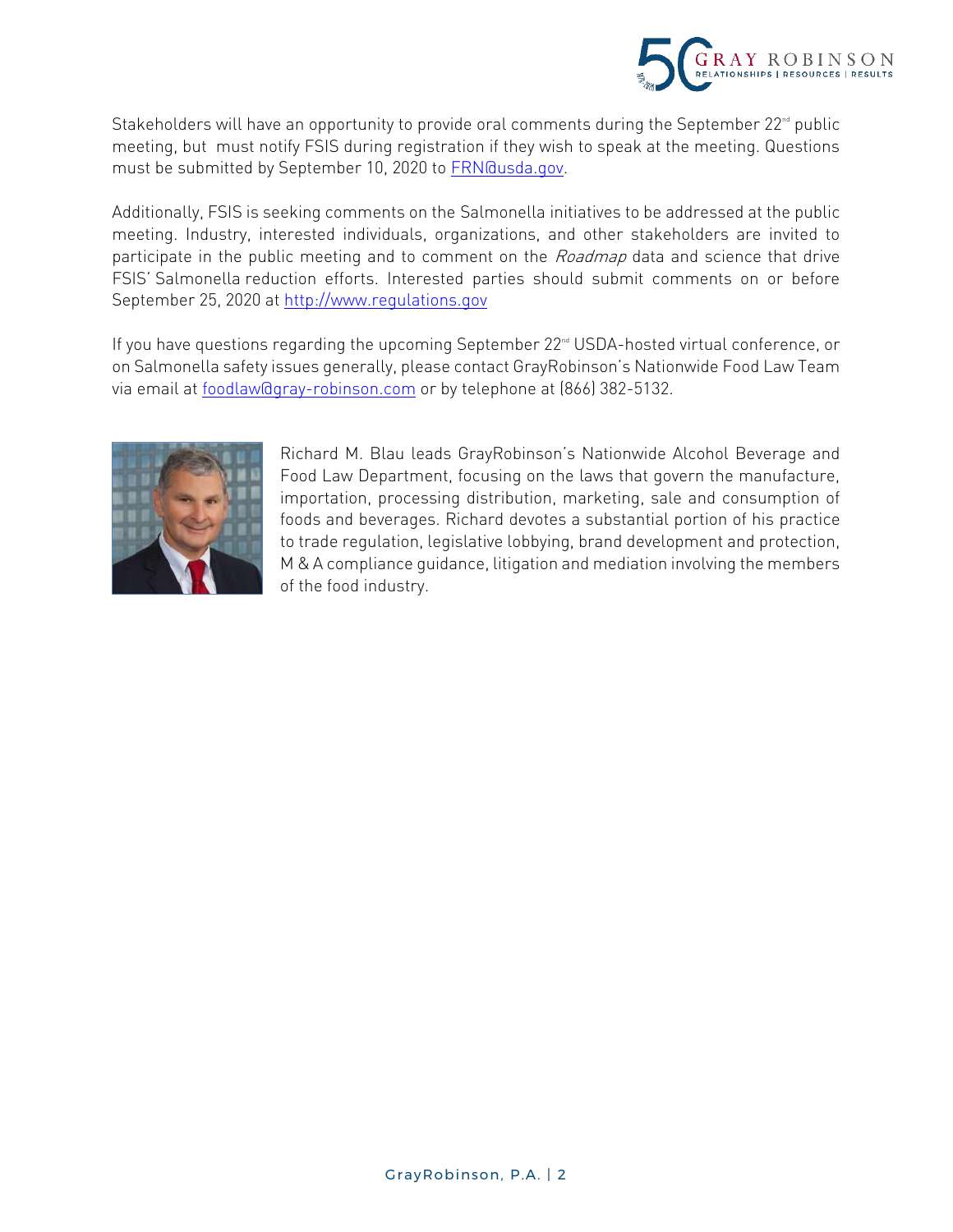Stakeholders will have an opportunity to provide oral comments during the September 22nd public meeting, but must notify FSIS during registration if they wish to speak at the meeting. Questions must be submitted by September 10, 2020 to [FRN@usda.gov](mailto:FRN@usda.gov).

Additionally, FSIS is seeking comments on the Salmonella initiatives to be addressed at the public meeting. Industry, interested individuals, organizations, and other stakeholders are invited to participate in the public meeting and to comment on the *Roadmap* data and science that drive FSIS' Salmonella reduction efforts. Interested parties should submit comments on or before September 25, 2020 at [http://www.regulations.gov](http://www.regulations.gov)

If you have questions regarding the upcoming September 22nd USDA-hosted virtual conference, or on Salmonella safety issues generally, please contact GrayRobinson's Nationwide Food Law Team via email at [foodlaw@gray-robinson.com](mailto:foodlaw@gray-robinson.com) or by telephone at (866) 382-5132.

Richard M. Blau leads GrayRobinson's Nationwide Alcohol Beverage and Food Law Department, focusing on the laws that govern the manufacture, importation, processing distribution, marketing, sale and consumption of foods and beverages. Richard devotes a substantial portion of his practice to trade regulation, legislative lobbying, brand development and protection, M & A compliance guidance, litigation and mediation involving the members of the food industry.